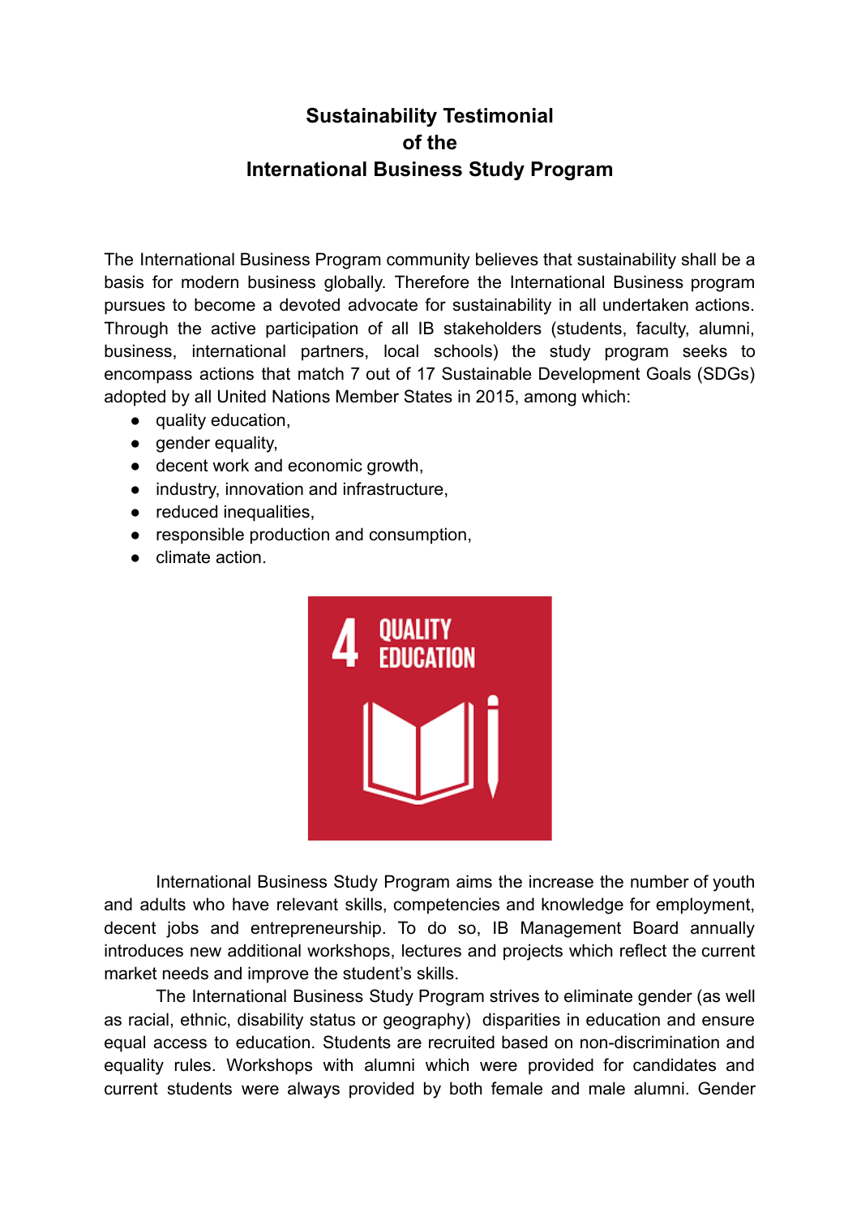# Sustainability Testimonial of the International Business Study Program

The International Business Program community believes that sustainability shall be a basis for modern business globally. Therefore the International Business program pursues to become a devoted advocate for sustainability in all undertaken actions. Through the active participation of all IB stakeholders (students, faculty, alumni, business, international partners, local schools) the study program seeks to encompass actions that match 7 out of 17 Sustainable Development Goals (SDGs) adopted by all United Nations Member States in 2015, among which:

- quality education,
- gender equality,
- decent work and economic growth,
- industry, innovation and infrastructure,
- reduced inequalities,
- responsible production and consumption,
- climate action.

International Business Study Program aims the increase the number of youth and adults who have relevant skills, competencies and knowledge for employment, decent jobs and entrepreneurship. To do so, IB Management Board annually introduces new additional workshops, lectures and projects which reflect the current market needs and improve the student's skills.

The International Business Study Program strives to eliminate gender (as well as racial, ethnic, disability status or geography) disparities in education and ensure equal access to education. Students are recruited based on non-discrimination and equality rules. Workshops with alumni which were provided for candidates and current students were always provided by both female and male alumni. Gender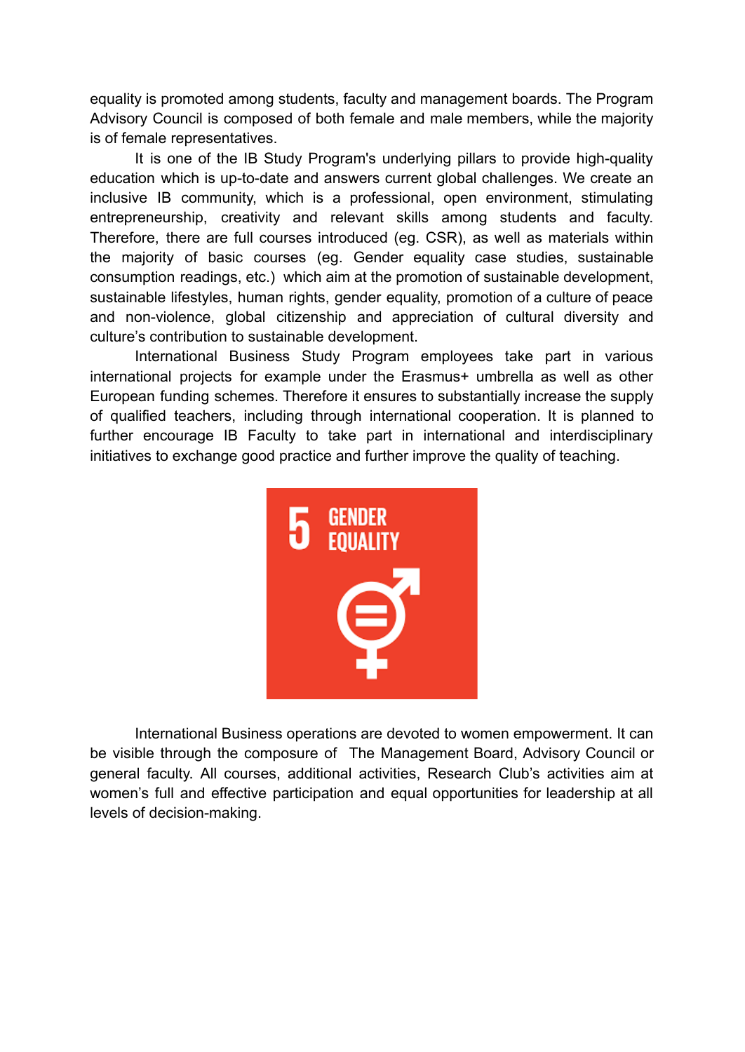equality is promoted among students, faculty and management boards. The Program Advisory Council is composed of both female and male members, while the majority is of female representatives.

It is one of the IB Study Program's underlying pillars to provide high-quality education which is up-to-date and answers current global challenges. We create an inclusive IB community, which is a professional, open environment, stimulating entrepreneurship, creativity and relevant skills among students and faculty. Therefore, there are full courses introduced (eg. CSR), as well as materials within the majority of basic courses (eg. Gender equality case studies, sustainable consumption readings, etc.) which aim at the promotion of sustainable development, sustainable lifestyles, human rights, gender equality, promotion of a culture of peace and non-violence, global citizenship and appreciation of cultural diversity and culture's contribution to sustainable development.

International Business Study Program employees take part in various international projects for example under the Erasmus+ umbrella as well as other European funding schemes. Therefore it ensures to substantially increase the supply of qualified teachers, including through international cooperation. It is planned to further encourage IB Faculty to take part in international and interdisciplinary initiatives to exchange good practice and further improve the quality of teaching.

5 GENDER EQUALITY

International Business operations are devoted to women empowerment. It can be visible through the composure of The Management Board, Advisory Council or general faculty. All courses, additional activities, Research Club's activities aim at women's full and effective participation and equal opportunities for leadership at all levels of decision-making.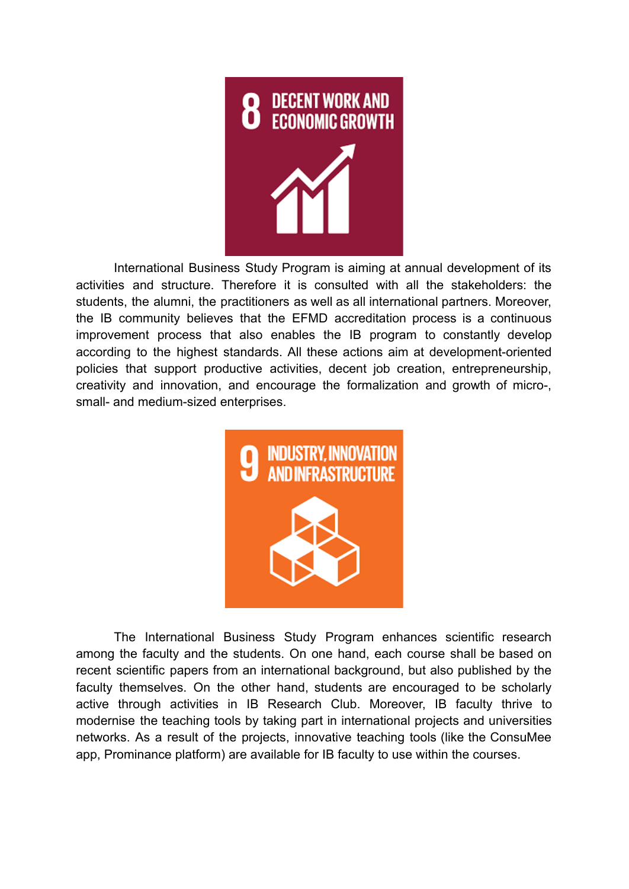## 8 DECENT WORK AND ECONOMIC GROWTH

International Business Study Program is aiming at annual development of its activities and structure. Therefore it is consulted with all the stakeholders: the students, the alumni, the practitioners as well as all international partners. Moreover, the IB community believes that the EFMD accreditation process is a continuous improvement process that also enables the IB program to constantly develop according to the highest standards. All these actions aim at development-oriented policies that support productive activities, decent job creation, entrepreneurship, creativity and innovation, and encourage the formalization and growth of micro-, small- and medium-sized enterprises.

## 9 INDUSTRY, INNOVATION AND INFRASTRUCTURE

The International Business Study Program enhances scientific research among the faculty and the students. On one hand, each course shall be based on recent scientific papers from an international background, but also published by the faculty themselves. On the other hand, students are encouraged to be scholarly active through activities in IB Research Club. Moreover, IB faculty thrive to modernise the teaching tools by taking part in international projects and universities networks. As a result of the projects, innovative teaching tools (like the ConsuMee app, Prominance platform) are available for IB faculty to use within the courses.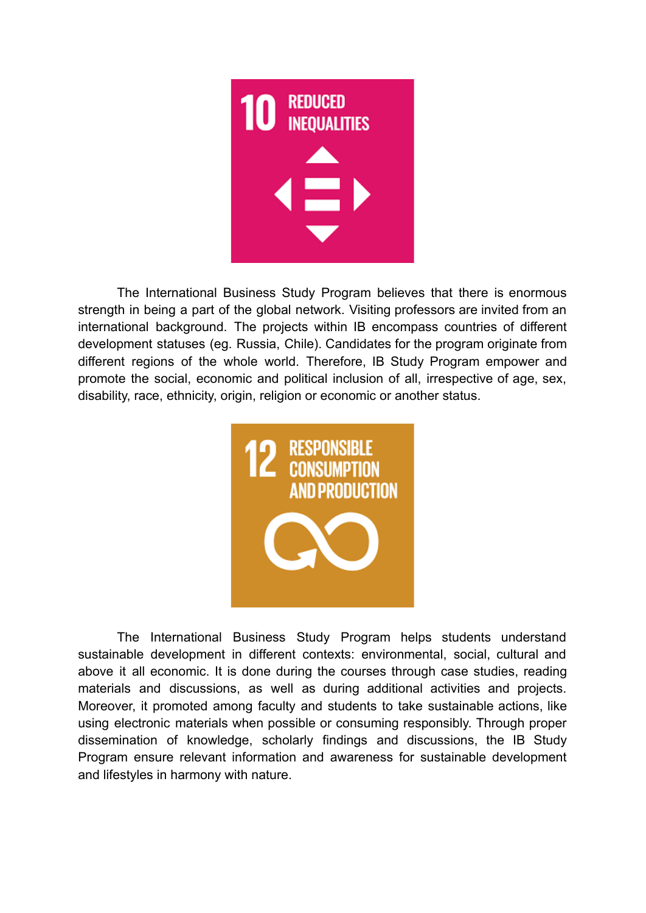10 REDUCED INEQUALITIES

The International Business Study Program believes that there is enormous strength in being a part of the global network. Visiting professors are invited from an international background. The projects within IB encompass countries of different development statuses (eg. Russia, Chile). Candidates for the program originate from different regions of the whole world. Therefore, IB Study Program empower and promote the social, economic and political inclusion of all, irrespective of age, sex, disability, race, ethnicity, origin, religion or economic or another status.

12 RESPONSIBLE CONSUMPTION AND PRODUCTION

The International Business Study Program helps students understand sustainable development in different contexts: environmental, social, cultural and above it all economic. It is done during the courses through case studies, reading materials and discussions, as well as during additional activities and projects. Moreover, it promoted among faculty and students to take sustainable actions, like using electronic materials when possible or consuming responsibly. Through proper dissemination of knowledge, scholarly findings and discussions, the IB Study Program ensure relevant information and awareness for sustainable development and lifestyles in harmony with nature.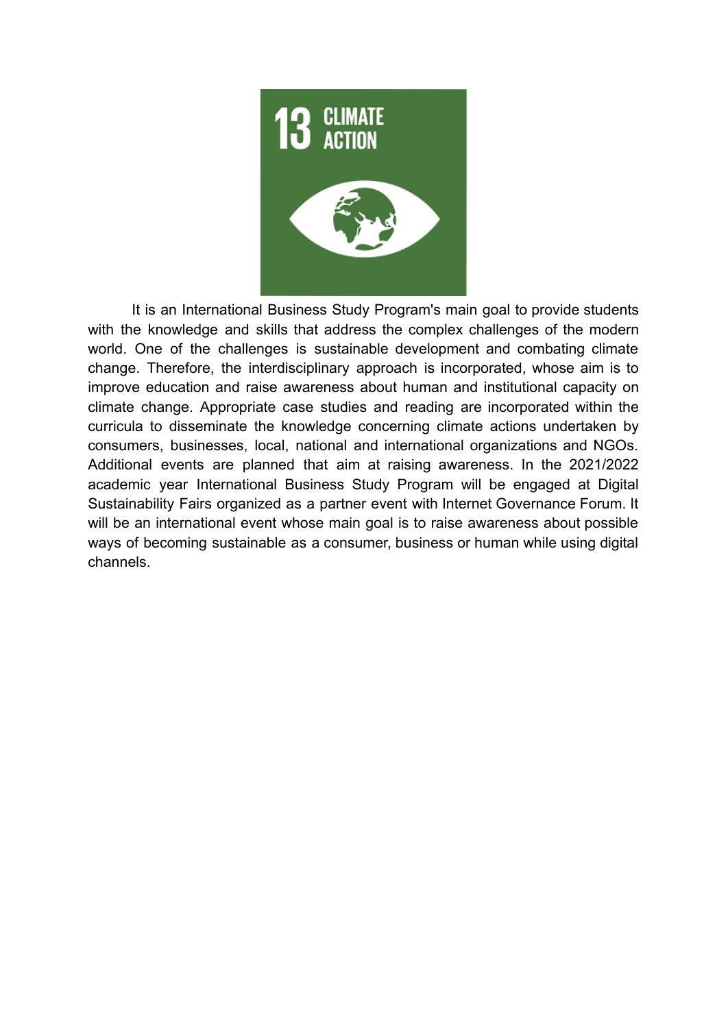# 13 CLIMATE ACTION

It is an International Business Study Program's main goal to provide students with the knowledge and skills that address the complex challenges of the modern world. One of the challenges is sustainable development and combating climate change. Therefore, the interdisciplinary approach is incorporated, whose aim is to improve education and raise awareness about human and institutional capacity on climate change. Appropriate case studies and reading are incorporated within the curricula to disseminate the knowledge concerning climate actions undertaken by consumers, businesses, local, national and international organizations and NGOs. Additional events are planned that aim at raising awareness. In the 2021/2022 academic year International Business Study Program will be engaged at Digital Sustainability Fairs organized as a partner event with Internet Governance Forum. It will be an international event whose main goal is to raise awareness about possible ways of becoming sustainable as a consumer, business or human while using digital channels.